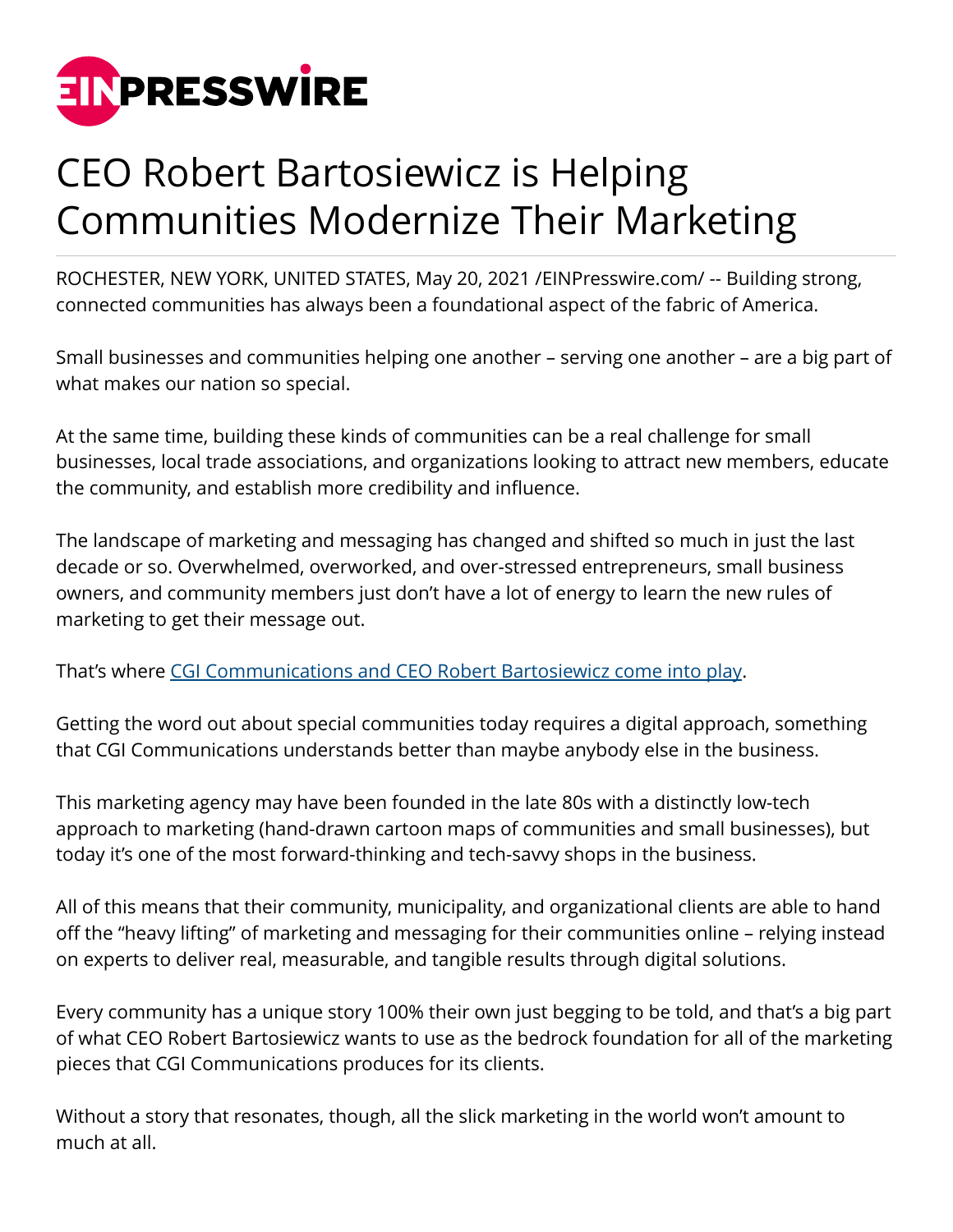# CEO Robert Bartosiewicz is Helping Communities Modernize Their Marketing

ROCHESTER, NEW YORK, UNITED STATES, May 20, 2021 /EINPresswire.com/ -- Building strong, connected communities has always been a foundational aspect of the fabric of America.

Small businesses and communities helping one another – serving one another – are a big part of what makes our nation so special.

At the same time, building these kinds of communities can be a real challenge for small businesses, local trade associations, and organizations looking to attract new members, educate the community, and establish more credibility and influence.

The landscape of marketing and messaging has changed and shifted so much in just the last decade or so. Overwhelmed, overworked, and over-stressed entrepreneurs, small business owners, and community members just don't have a lot of energy to learn the new rules of marketing to get their message out.

That's where CGI Communications and CEO Robert Bartosiewicz come into play.

Getting the word out about special communities today requires a digital approach, something that CGI Communications understands better than maybe anybody else in the business.

This marketing agency may have been founded in the late 80s with a distinctly low-tech approach to marketing (hand-drawn cartoon maps of communities and small businesses), but today it's one of the most forward-thinking and tech-savvy shops in the business.

All of this means that their community, municipality, and organizational clients are able to hand off the "heavy lifting" of marketing and messaging for their communities online – relying instead on experts to deliver real, measurable, and tangible results through digital solutions.

Every community has a unique story 100% their own just begging to be told, and that's a big part of what CEO Robert Bartosiewicz wants to use as the bedrock foundation for all of the marketing pieces that CGI Communications produces for its clients.

Without a story that resonates, though, all the slick marketing in the world won't amount to much at all.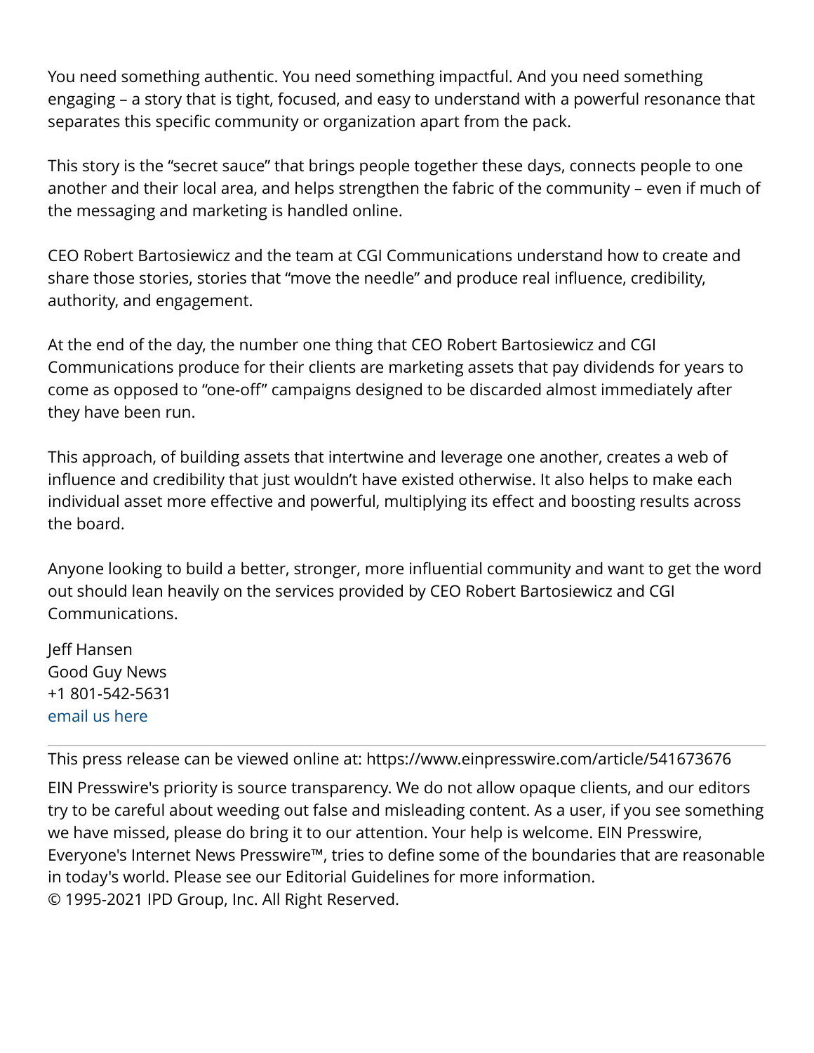You need something authentic. You need something impactful. And you need something engaging – a story that is tight, focused, and easy to understand with a powerful resonance that separates this specific community or organization apart from the pack.

This story is the “secret sauce” that brings people together these days, connects people to one another and their local area, and helps strengthen the fabric of the community – even if much of the messaging and marketing is handled online.

CEO Robert Bartosiewicz and the team at CGI Communications understand how to create and share those stories, stories that “move the needle” and produce real influence, credibility, authority, and engagement.

At the end of the day, the number one thing that CEO Robert Bartosiewicz and CGI Communications produce for their clients are marketing assets that pay dividends for years to come as opposed to “one-off” campaigns designed to be discarded almost immediately after they have been run.

This approach, of building assets that intertwine and leverage one another, creates a web of influence and credibility that just wouldn’t have existed otherwise. It also helps to make each individual asset more effective and powerful, multiplying its effect and boosting results across the board.

Anyone looking to build a better, stronger, more influential community and want to get the word out should lean heavily on the services provided by CEO Robert Bartosiewicz and CGI Communications.

Jeff Hansen
Good Guy News
+1 801-542-5631
email us here

---

This press release can be viewed online at: https://www.einpresswire.com/article/541673676

EIN Presswire's priority is source transparency. We do not allow opaque clients, and our editors try to be careful about weeding out false and misleading content. As a user, if you see something we have missed, please do bring it to our attention. Your help is welcome. EIN Presswire, Everyone's Internet News Presswire™, tries to define some of the boundaries that are reasonable in today's world. Please see our Editorial Guidelines for more information.
© 1995-2021 IPD Group, Inc. All Right Reserved.